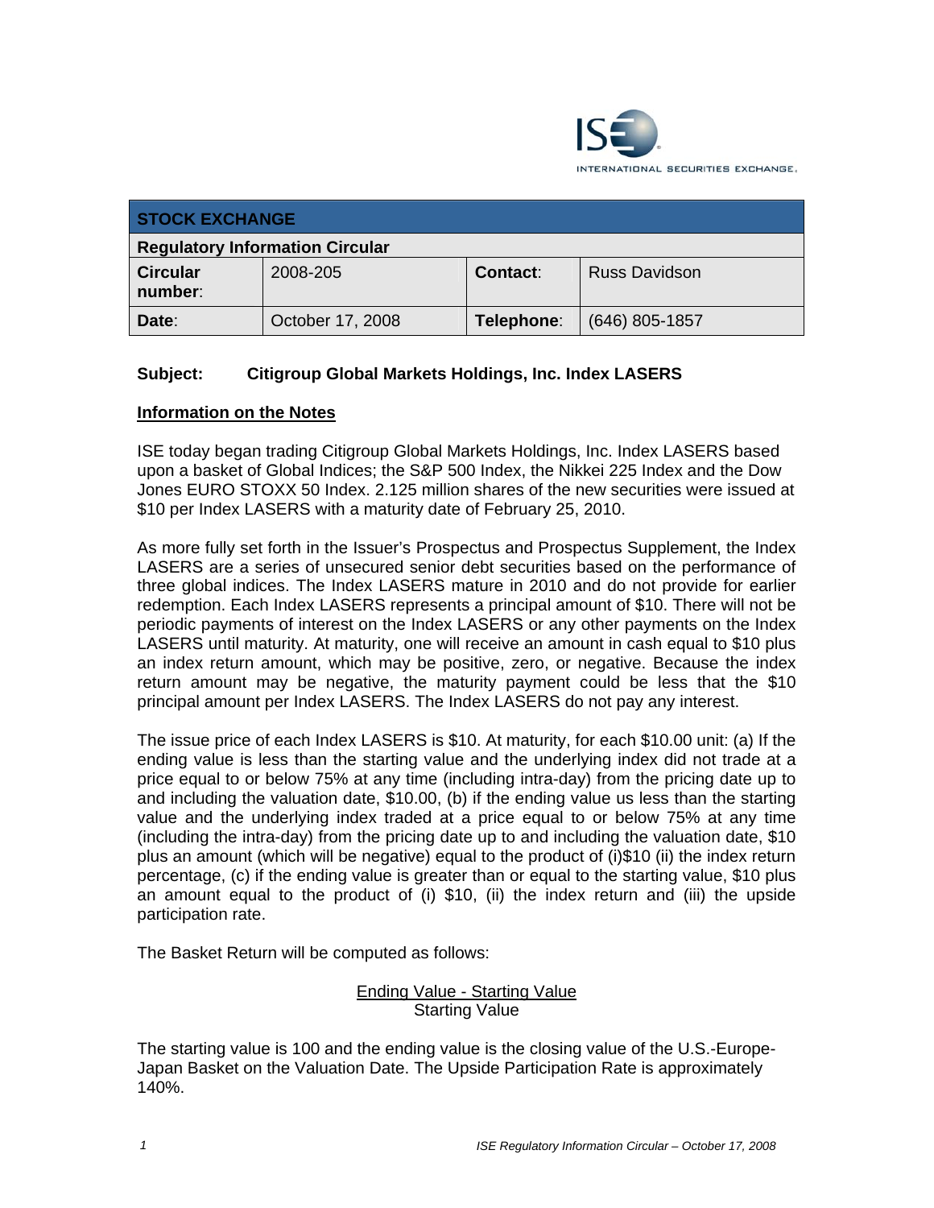| STOCK EXCHANGE | | | |
|---|---|---|---|
| **Regulatory Information Circular** | | | |
| **Circular number**: | 2008-205 | **Contact**: | Russ Davidson |
| **Date**: | October 17, 2008 | **Telephone**: | (646) 805-1857 |

**Subject: Citigroup Global Markets Holdings, Inc. Index LASERS**

## Information on the Notes

ISE today began trading Citigroup Global Markets Holdings, Inc. Index LASERS based upon a basket of Global Indices; the S&P 500 Index, the Nikkei 225 Index and the Dow Jones EURO STOXX 50 Index. 2.125 million shares of the new securities were issued at $10 per Index LASERS with a maturity date of February 25, 2010.

As more fully set forth in the Issuer's Prospectus and Prospectus Supplement, the Index LASERS are a series of unsecured senior debt securities based on the performance of three global indices. The Index LASERS mature in 2010 and do not provide for earlier redemption. Each Index LASERS represents a principal amount of $10. There will not be periodic payments of interest on the Index LASERS or any other payments on the Index LASERS until maturity. At maturity, one will receive an amount in cash equal to $10 plus an index return amount, which may be positive, zero, or negative. Because the index return amount may be negative, the maturity payment could be less that the $10 principal amount per Index LASERS. The Index LASERS do not pay any interest.

The issue price of each Index LASERS is $10. At maturity, for each $10.00 unit: (a) If the ending value is less than the starting value and the underlying index did not trade at a price equal to or below 75% at any time (including intra-day) from the pricing date up to and including the valuation date, $10.00, (b) if the ending value us less than the starting value and the underlying index traded at a price equal to or below 75% at any time (including the intra-day) from the pricing date up to and including the valuation date, $10 plus an amount (which will be negative) equal to the product of (i)$10 (ii) the index return percentage, (c) if the ending value is greater than or equal to the starting value, $10 plus an amount equal to the product of (i) $10, (ii) the index return and (iii) the upside participation rate.

The Basket Return will be computed as follows:

$$\frac{\text{Ending Value - Starting Value}}{\text{Starting Value}}$$

The starting value is 100 and the ending value is the closing value of the U.S.-Europe-Japan Basket on the Valuation Date. The Upside Participation Rate is approximately 140%.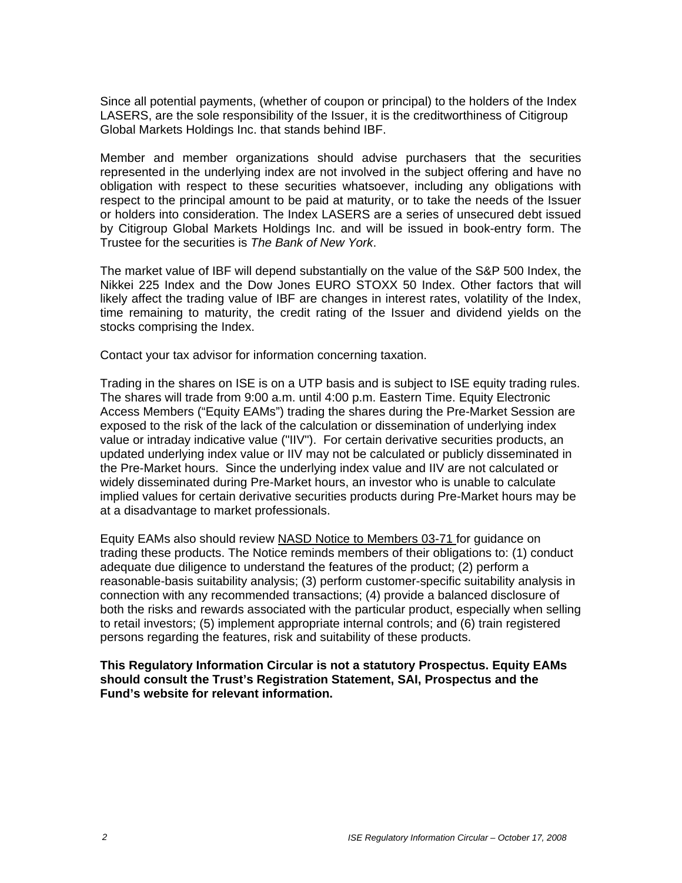Since all potential payments, (whether of coupon or principal) to the holders of the Index LASERS, are the sole responsibility of the Issuer, it is the creditworthiness of Citigroup Global Markets Holdings Inc. that stands behind IBF.

Member and member organizations should advise purchasers that the securities represented in the underlying index are not involved in the subject offering and have no obligation with respect to these securities whatsoever, including any obligations with respect to the principal amount to be paid at maturity, or to take the needs of the Issuer or holders into consideration. The Index LASERS are a series of unsecured debt issued by Citigroup Global Markets Holdings Inc. and will be issued in book-entry form. The Trustee for the securities is *The Bank of New York*.

The market value of IBF will depend substantially on the value of the S&P 500 Index, the Nikkei 225 Index and the Dow Jones EURO STOXX 50 Index. Other factors that will likely affect the trading value of IBF are changes in interest rates, volatility of the Index, time remaining to maturity, the credit rating of the Issuer and dividend yields on the stocks comprising the Index.

Contact your tax advisor for information concerning taxation.

Trading in the shares on ISE is on a UTP basis and is subject to ISE equity trading rules. The shares will trade from 9:00 a.m. until 4:00 p.m. Eastern Time. Equity Electronic Access Members ("Equity EAMs") trading the shares during the Pre-Market Session are exposed to the risk of the lack of the calculation or dissemination of underlying index value or intraday indicative value ("IIV"). For certain derivative securities products, an updated underlying index value or IIV may not be calculated or publicly disseminated in the Pre-Market hours. Since the underlying index value and IIV are not calculated or widely disseminated during Pre-Market hours, an investor who is unable to calculate implied values for certain derivative securities products during Pre-Market hours may be at a disadvantage to market professionals.

Equity EAMs also should review NASD Notice to Members 03-71 for guidance on trading these products. The Notice reminds members of their obligations to: (1) conduct adequate due diligence to understand the features of the product; (2) perform a reasonable-basis suitability analysis; (3) perform customer-specific suitability analysis in connection with any recommended transactions; (4) provide a balanced disclosure of both the risks and rewards associated with the particular product, especially when selling to retail investors; (5) implement appropriate internal controls; and (6) train registered persons regarding the features, risk and suitability of these products.

**This Regulatory Information Circular is not a statutory Prospectus. Equity EAMs should consult the Trust's Registration Statement, SAI, Prospectus and the Fund's website for relevant information.**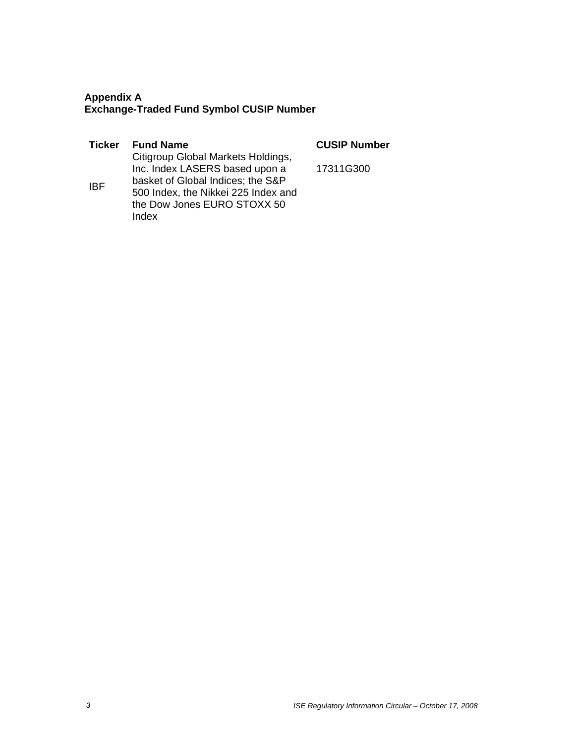**Appendix A**
**Exchange-Traded Fund Symbol CUSIP Number**

| Ticker | Fund Name | CUSIP Number |
|---|---|---|
| IBF | Citigroup Global Markets Holdings, Inc. Index LASERS based upon a basket of Global Indices; the S&P 500 Index, the Nikkei 225 Index and the Dow Jones EURO STOXX 50 Index | 17311G300 |